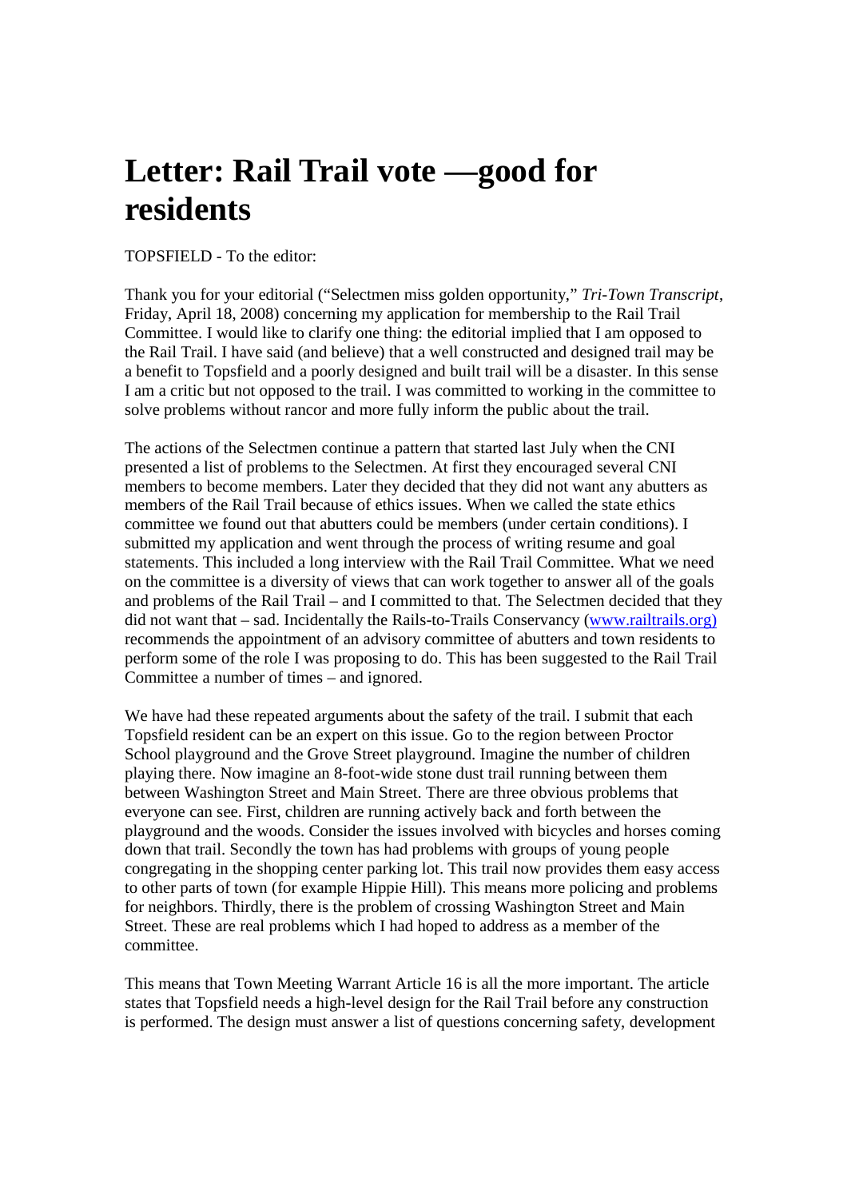# Letter: Rail Trail vote —good for residents

TOPSFIELD - To the editor:

Thank you for your editorial ("Selectmen miss golden opportunity," *Tri-Town Transcript*, Friday, April 18, 2008) concerning my application for membership to the Rail Trail Committee. I would like to clarify one thing: the editorial implied that I am opposed to the Rail Trail. I have said (and believe) that a well constructed and designed trail may be a benefit to Topsfield and a poorly designed and built trail will be a disaster. In this sense I am a critic but not opposed to the trail. I was committed to working in the committee to solve problems without rancor and more fully inform the public about the trail.

The actions of the Selectmen continue a pattern that started last July when the CNI presented a list of problems to the Selectmen. At first they encouraged several CNI members to become members. Later they decided that they did not want any abutters as members of the Rail Trail because of ethics issues. When we called the state ethics committee we found out that abutters could be members (under certain conditions). I submitted my application and went through the process of writing resume and goal statements. This included a long interview with the Rail Trail Committee. What we need on the committee is a diversity of views that can work together to answer all of the goals and problems of the Rail Trail – and I committed to that. The Selectmen decided that they did not want that – sad. Incidentally the Rails-to-Trails Conservancy (www.railtrails.org) recommends the appointment of an advisory committee of abutters and town residents to perform some of the role I was proposing to do. This has been suggested to the Rail Trail Committee a number of times – and ignored.

We have had these repeated arguments about the safety of the trail. I submit that each Topsfield resident can be an expert on this issue. Go to the region between Proctor School playground and the Grove Street playground. Imagine the number of children playing there. Now imagine an 8-foot-wide stone dust trail running between them between Washington Street and Main Street. There are three obvious problems that everyone can see. First, children are running actively back and forth between the playground and the woods. Consider the issues involved with bicycles and horses coming down that trail. Secondly the town has had problems with groups of young people congregating in the shopping center parking lot. This trail now provides them easy access to other parts of town (for example Hippie Hill). This means more policing and problems for neighbors. Thirdly, there is the problem of crossing Washington Street and Main Street. These are real problems which I had hoped to address as a member of the committee.

This means that Town Meeting Warrant Article 16 is all the more important. The article states that Topsfield needs a high-level design for the Rail Trail before any construction is performed. The design must answer a list of questions concerning safety, development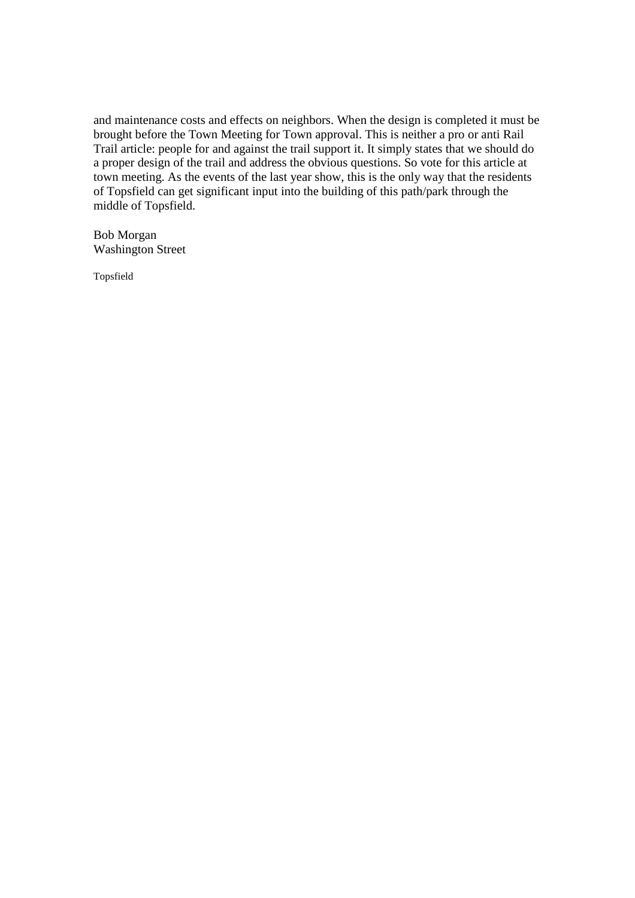and maintenance costs and effects on neighbors. When the design is completed it must be brought before the Town Meeting for Town approval. This is neither a pro or anti Rail Trail article: people for and against the trail support it. It simply states that we should do a proper design of the trail and address the obvious questions. So vote for this article at town meeting. As the events of the last year show, this is the only way that the residents of Topsfield can get significant input into the building of this path/park through the middle of Topsfield.

Bob Morgan
Washington Street

Topsfield